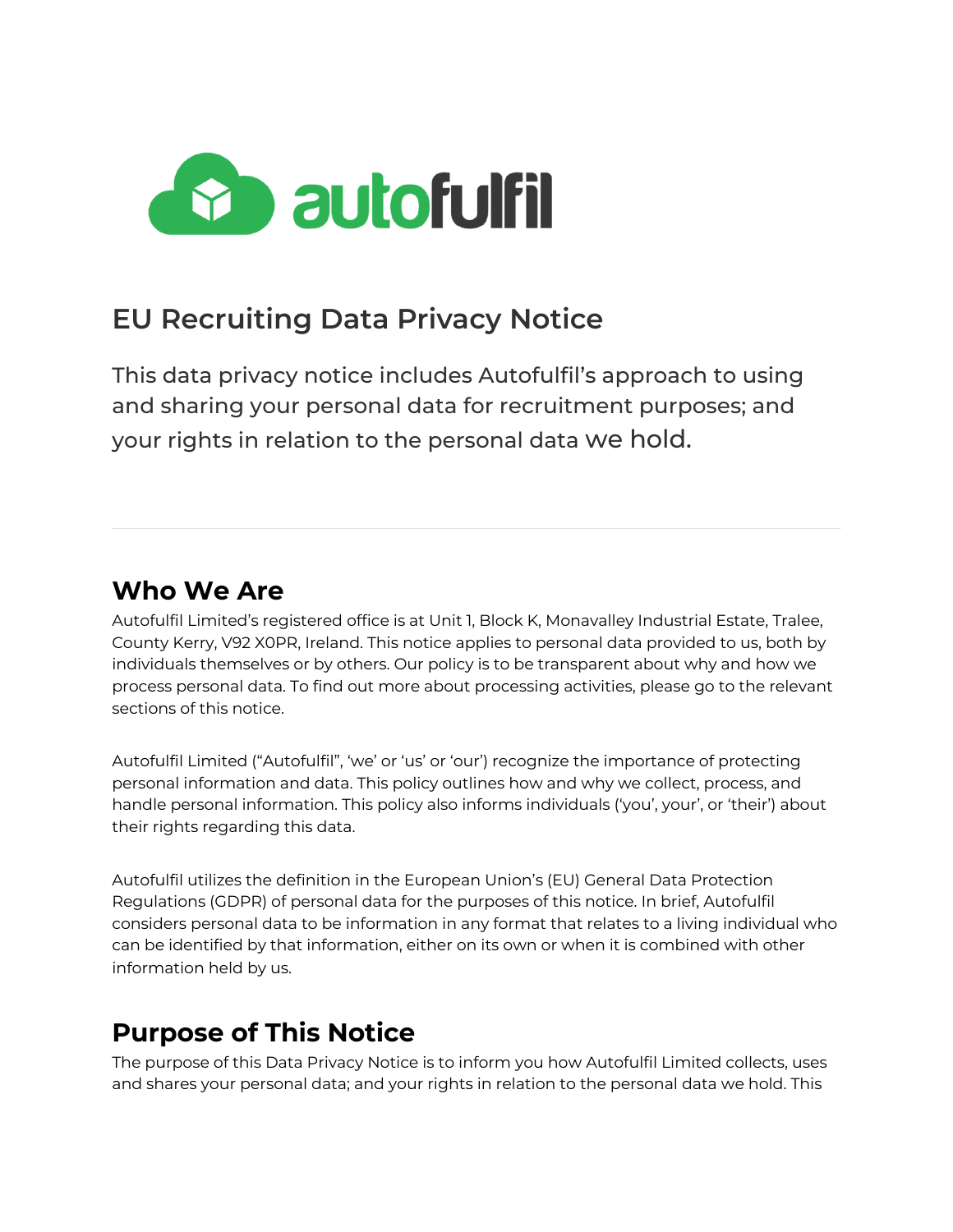# EU Recruiting Data Privacy Notice

This data privacy notice includes Autofulfil's approach to using and sharing your personal data for recruitment purposes; and your rights in relation to the personal data we hold.

---

## Who We Are

Autofulfil Limited's registered office is at Unit 1, Block K, Monavalley Industrial Estate, Tralee, County Kerry, V92 X0PR, Ireland. This notice applies to personal data provided to us, both by individuals themselves or by others. Our policy is to be transparent about why and how we process personal data. To find out more about processing activities, please go to the relevant sections of this notice.

Autofulfil Limited ("Autofulfil", 'we' or 'us' or 'our') recognize the importance of protecting personal information and data. This policy outlines how and why we collect, process, and handle personal information. This policy also informs individuals ('you', your', or 'their') about their rights regarding this data.

Autofulfil utilizes the definition in the European Union's (EU) General Data Protection Regulations (GDPR) of personal data for the purposes of this notice. In brief, Autofulfil considers personal data to be information in any format that relates to a living individual who can be identified by that information, either on its own or when it is combined with other information held by us.

## Purpose of This Notice

The purpose of this Data Privacy Notice is to inform you how Autofulfil Limited collects, uses and shares your personal data; and your rights in relation to the personal data we hold. This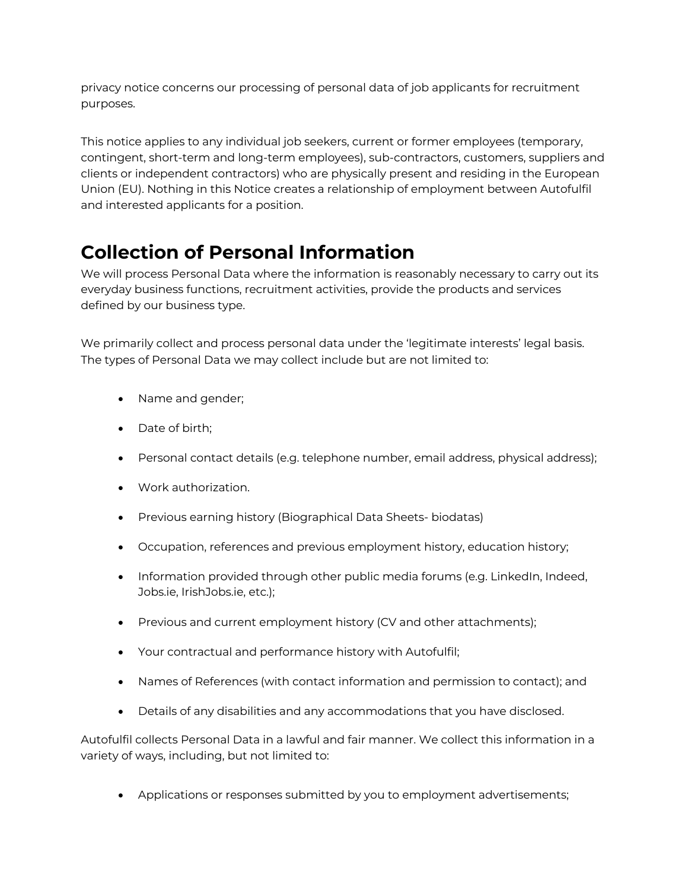privacy notice concerns our processing of personal data of job applicants for recruitment purposes.

This notice applies to any individual job seekers, current or former employees (temporary, contingent, short-term and long-term employees), sub-contractors, customers, suppliers and clients or independent contractors) who are physically present and residing in the European Union (EU). Nothing in this Notice creates a relationship of employment between Autofulfil and interested applicants for a position.

## Collection of Personal Information

We will process Personal Data where the information is reasonably necessary to carry out its everyday business functions, recruitment activities, provide the products and services defined by our business type.

We primarily collect and process personal data under the 'legitimate interests' legal basis. The types of Personal Data we may collect include but are not limited to:

- Name and gender;
- Date of birth;
- Personal contact details (e.g. telephone number, email address, physical address);
- Work authorization.
- Previous earning history (Biographical Data Sheets- biodatas)
- Occupation, references and previous employment history, education history;
- Information provided through other public media forums (e.g. LinkedIn, Indeed, Jobs.ie, IrishJobs.ie, etc.);
- Previous and current employment history (CV and other attachments);
- Your contractual and performance history with Autofulfil;
- Names of References (with contact information and permission to contact); and
- Details of any disabilities and any accommodations that you have disclosed.

Autofulfil collects Personal Data in a lawful and fair manner. We collect this information in a variety of ways, including, but not limited to:

- Applications or responses submitted by you to employment advertisements;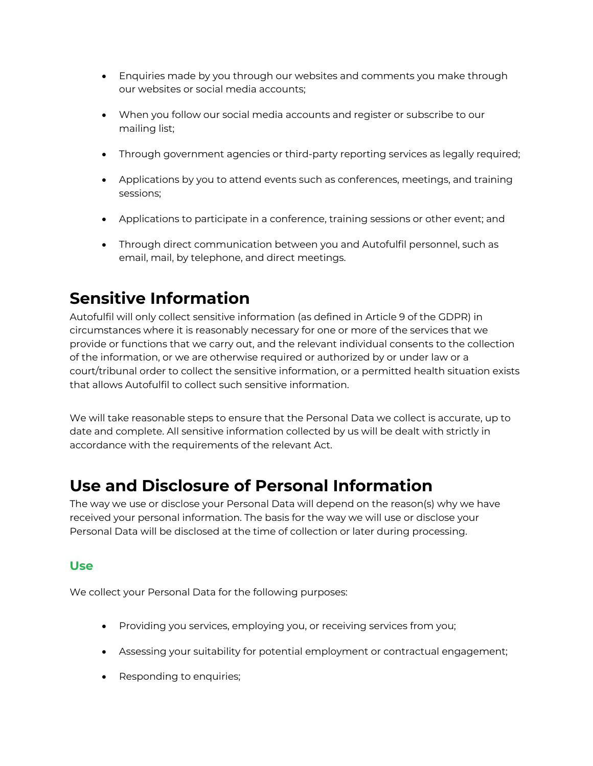- Enquiries made by you through our websites and comments you make through our websites or social media accounts;
- When you follow our social media accounts and register or subscribe to our mailing list;
- Through government agencies or third-party reporting services as legally required;
- Applications by you to attend events such as conferences, meetings, and training sessions;
- Applications to participate in a conference, training sessions or other event; and
- Through direct communication between you and Autofulfil personnel, such as email, mail, by telephone, and direct meetings.

# Sensitive Information

Autofulfil will only collect sensitive information (as defined in Article 9 of the GDPR) in circumstances where it is reasonably necessary for one or more of the services that we provide or functions that we carry out, and the relevant individual consents to the collection of the information, or we are otherwise required or authorized by or under law or a court/tribunal order to collect the sensitive information, or a permitted health situation exists that allows Autofulfil to collect such sensitive information.

We will take reasonable steps to ensure that the Personal Data we collect is accurate, up to date and complete. All sensitive information collected by us will be dealt with strictly in accordance with the requirements of the relevant Act.

# Use and Disclosure of Personal Information

The way we use or disclose your Personal Data will depend on the reason(s) why we have received your personal information. The basis for the way we will use or disclose your Personal Data will be disclosed at the time of collection or later during processing.

## Use

We collect your Personal Data for the following purposes:

- Providing you services, employing you, or receiving services from you;
- Assessing your suitability for potential employment or contractual engagement;
- Responding to enquiries;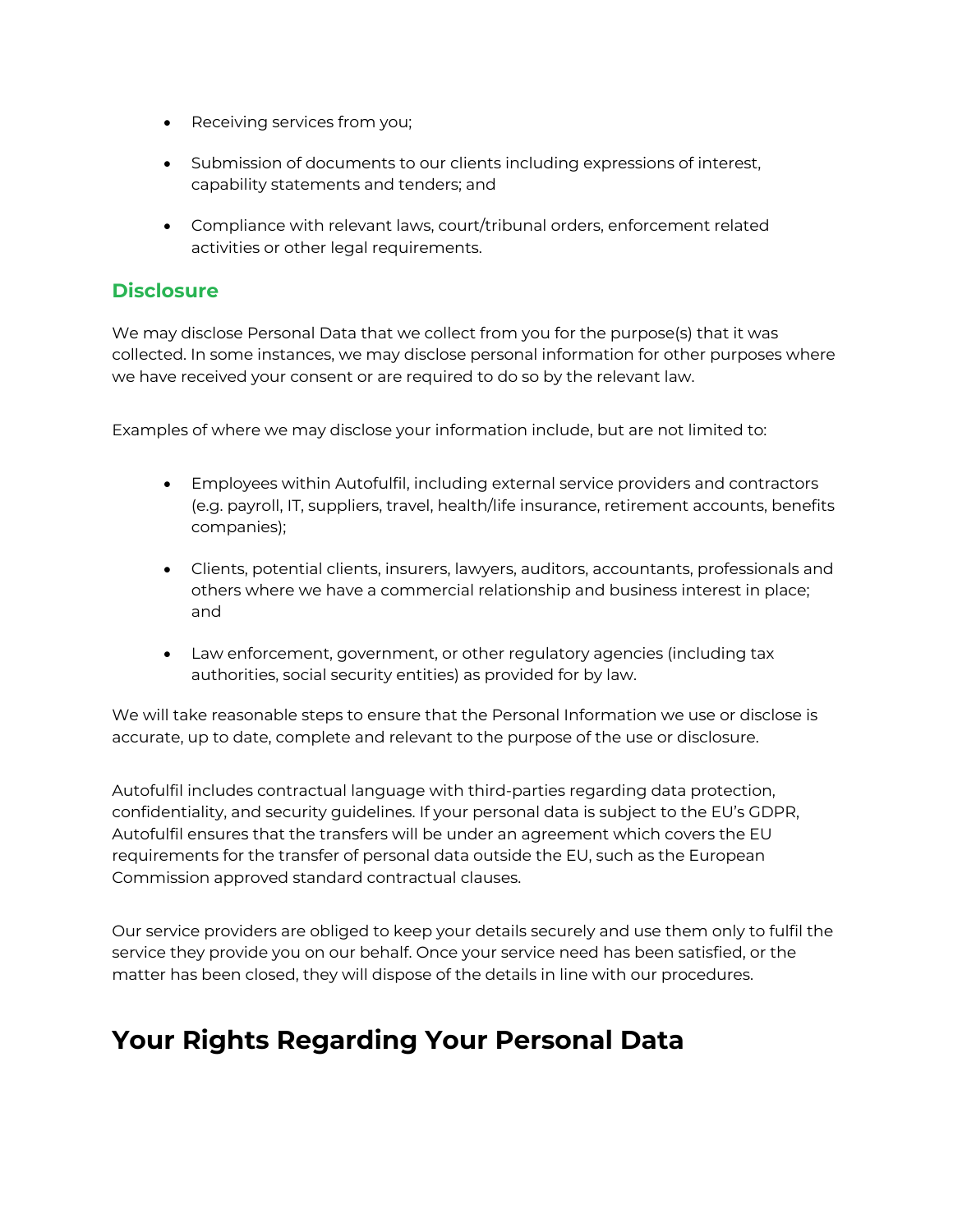- Receiving services from you;
- Submission of documents to our clients including expressions of interest, capability statements and tenders; and
- Compliance with relevant laws, court/tribunal orders, enforcement related activities or other legal requirements.

### Disclosure

We may disclose Personal Data that we collect from you for the purpose(s) that it was collected. In some instances, we may disclose personal information for other purposes where we have received your consent or are required to do so by the relevant law.

Examples of where we may disclose your information include, but are not limited to:

- Employees within Autofulfil, including external service providers and contractors (e.g. payroll, IT, suppliers, travel, health/life insurance, retirement accounts, benefits companies);
- Clients, potential clients, insurers, lawyers, auditors, accountants, professionals and others where we have a commercial relationship and business interest in place; and
- Law enforcement, government, or other regulatory agencies (including tax authorities, social security entities) as provided for by law.

We will take reasonable steps to ensure that the Personal Information we use or disclose is accurate, up to date, complete and relevant to the purpose of the use or disclosure.

Autofulfil includes contractual language with third-parties regarding data protection, confidentiality, and security guidelines. If your personal data is subject to the EU's GDPR, Autofulfil ensures that the transfers will be under an agreement which covers the EU requirements for the transfer of personal data outside the EU, such as the European Commission approved standard contractual clauses.

Our service providers are obliged to keep your details securely and use them only to fulfil the service they provide you on our behalf. Once your service need has been satisfied, or the matter has been closed, they will dispose of the details in line with our procedures.

## Your Rights Regarding Your Personal Data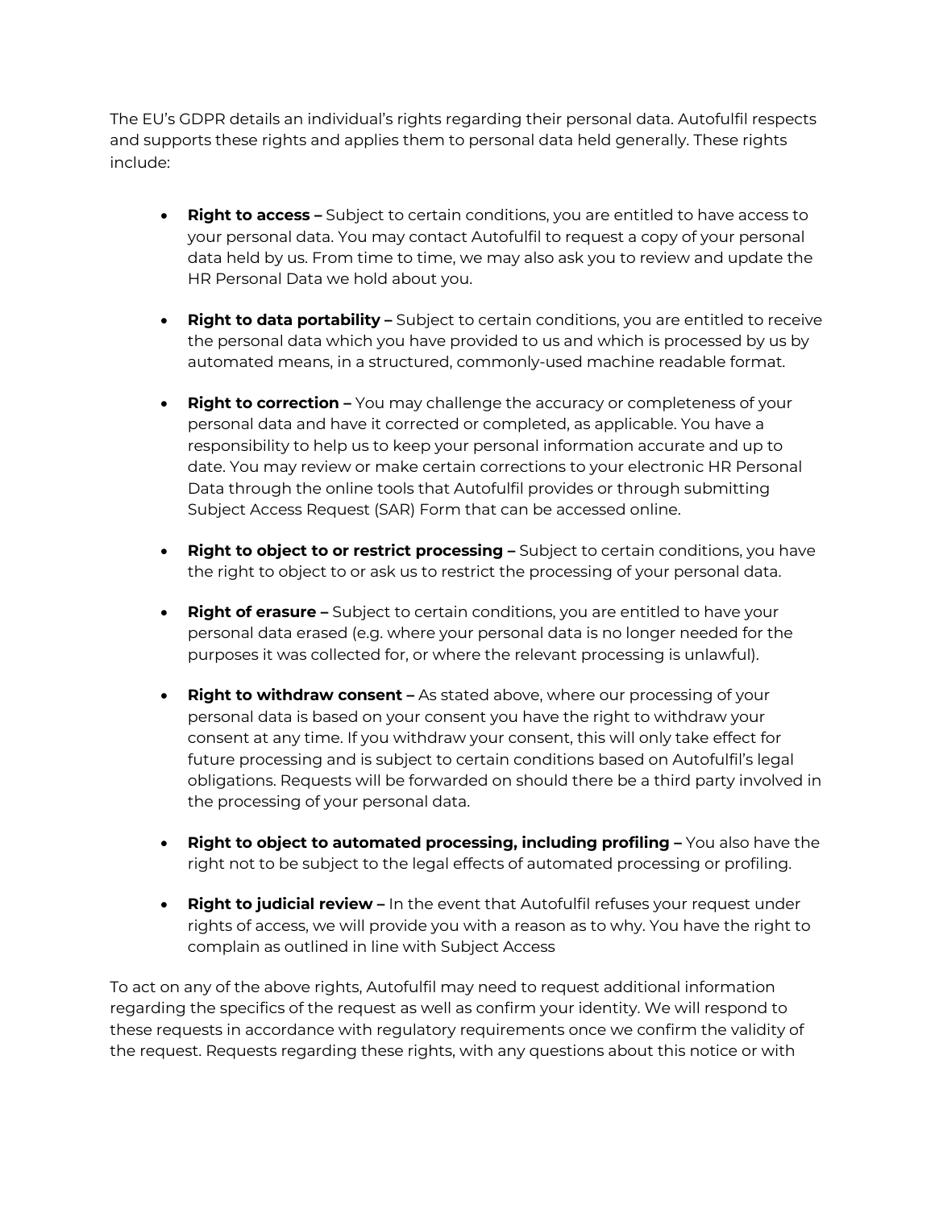The EU's GDPR details an individual's rights regarding their personal data. Autofulfil respects and supports these rights and applies them to personal data held generally. These rights include:

- **Right to access –** Subject to certain conditions, you are entitled to have access to your personal data. You may contact Autofulfil to request a copy of your personal data held by us. From time to time, we may also ask you to review and update the HR Personal Data we hold about you.

- **Right to data portability –** Subject to certain conditions, you are entitled to receive the personal data which you have provided to us and which is processed by us by automated means, in a structured, commonly-used machine readable format.

- **Right to correction –** You may challenge the accuracy or completeness of your personal data and have it corrected or completed, as applicable. You have a responsibility to help us to keep your personal information accurate and up to date. You may review or make certain corrections to your electronic HR Personal Data through the online tools that Autofulfil provides or through submitting Subject Access Request (SAR) Form that can be accessed online.

- **Right to object to or restrict processing –** Subject to certain conditions, you have the right to object to or ask us to restrict the processing of your personal data.

- **Right of erasure –** Subject to certain conditions, you are entitled to have your personal data erased (e.g. where your personal data is no longer needed for the purposes it was collected for, or where the relevant processing is unlawful).

- **Right to withdraw consent –** As stated above, where our processing of your personal data is based on your consent you have the right to withdraw your consent at any time. If you withdraw your consent, this will only take effect for future processing and is subject to certain conditions based on Autofulfil's legal obligations. Requests will be forwarded on should there be a third party involved in the processing of your personal data.

- **Right to object to automated processing, including profiling –** You also have the right not to be subject to the legal effects of automated processing or profiling.

- **Right to judicial review –** In the event that Autofulfil refuses your request under rights of access, we will provide you with a reason as to why. You have the right to complain as outlined in line with Subject Access

To act on any of the above rights, Autofulfil may need to request additional information regarding the specifics of the request as well as confirm your identity. We will respond to these requests in accordance with regulatory requirements once we confirm the validity of the request. Requests regarding these rights, with any questions about this notice or with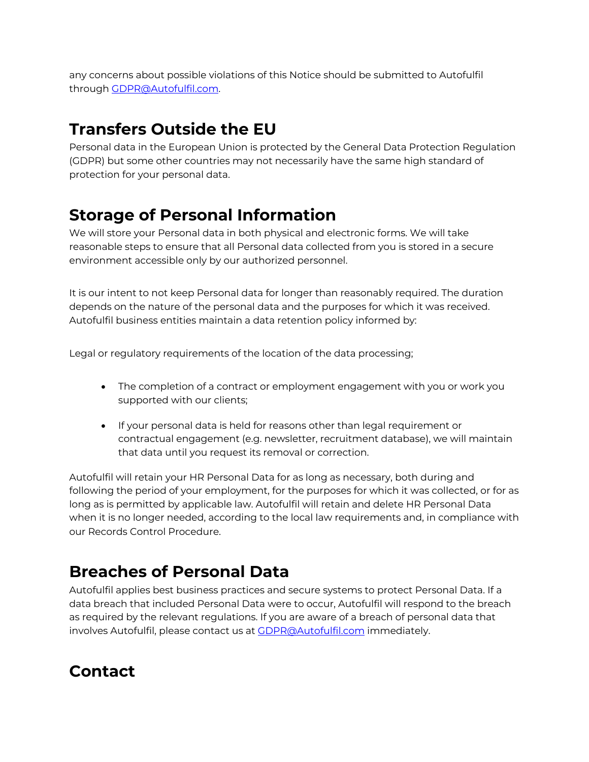any concerns about possible violations of this Notice should be submitted to Autofulfil through [GDPR@Autofulfil.com](mailto:GDPR@Autofulfil.com).

## Transfers Outside the EU

Personal data in the European Union is protected by the General Data Protection Regulation (GDPR) but some other countries may not necessarily have the same high standard of protection for your personal data.

## Storage of Personal Information

We will store your Personal data in both physical and electronic forms. We will take reasonable steps to ensure that all Personal data collected from you is stored in a secure environment accessible only by our authorized personnel.

It is our intent to not keep Personal data for longer than reasonably required. The duration depends on the nature of the personal data and the purposes for which it was received. Autofulfil business entities maintain a data retention policy informed by:

Legal or regulatory requirements of the location of the data processing;

- The completion of a contract or employment engagement with you or work you supported with our clients;
- If your personal data is held for reasons other than legal requirement or contractual engagement (e.g. newsletter, recruitment database), we will maintain that data until you request its removal or correction.

Autofulfil will retain your HR Personal Data for as long as necessary, both during and following the period of your employment, for the purposes for which it was collected, or for as long as is permitted by applicable law. Autofulfil will retain and delete HR Personal Data when it is no longer needed, according to the local law requirements and, in compliance with our Records Control Procedure.

## Breaches of Personal Data

Autofulfil applies best business practices and secure systems to protect Personal Data. If a data breach that included Personal Data were to occur, Autofulfil will respond to the breach as required by the relevant regulations. If you are aware of a breach of personal data that involves Autofulfil, please contact us at [GDPR@Autofulfil.com](mailto:GDPR@Autofulfil.com) immediately.

## Contact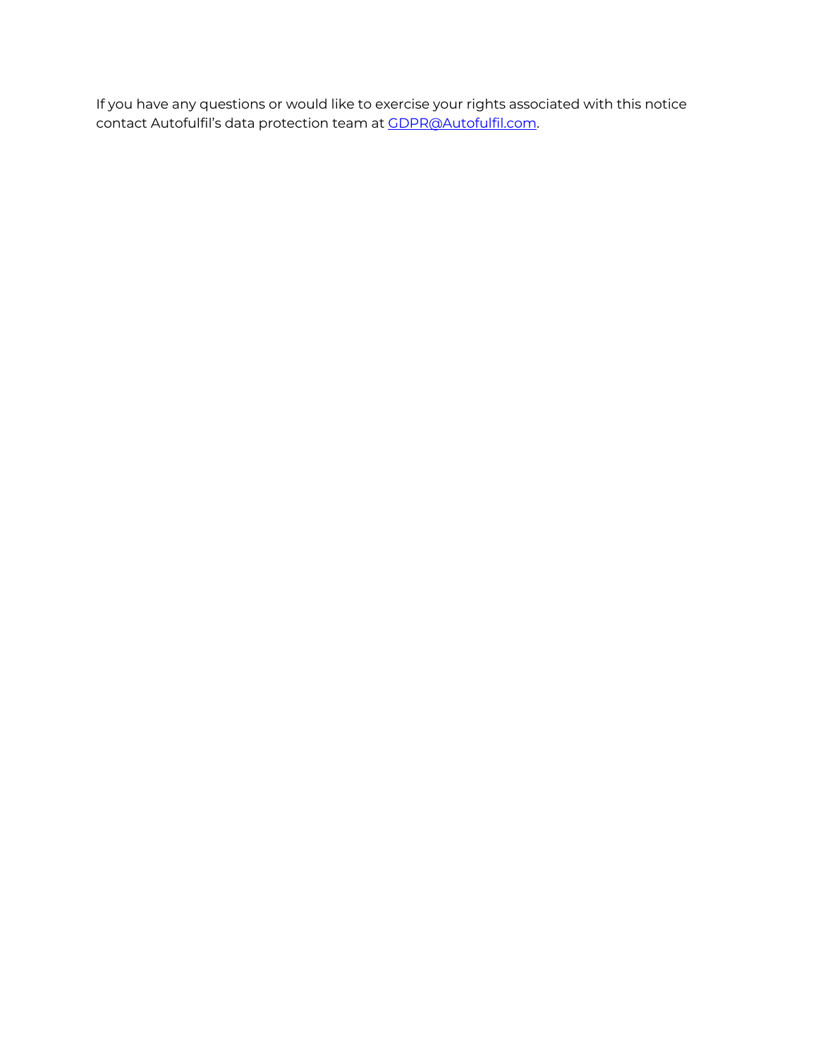If you have any questions or would like to exercise your rights associated with this notice contact Autofulfil's data protection team at [GDPR@Autofulfil.com](mailto:GDPR@Autofulfil.com).